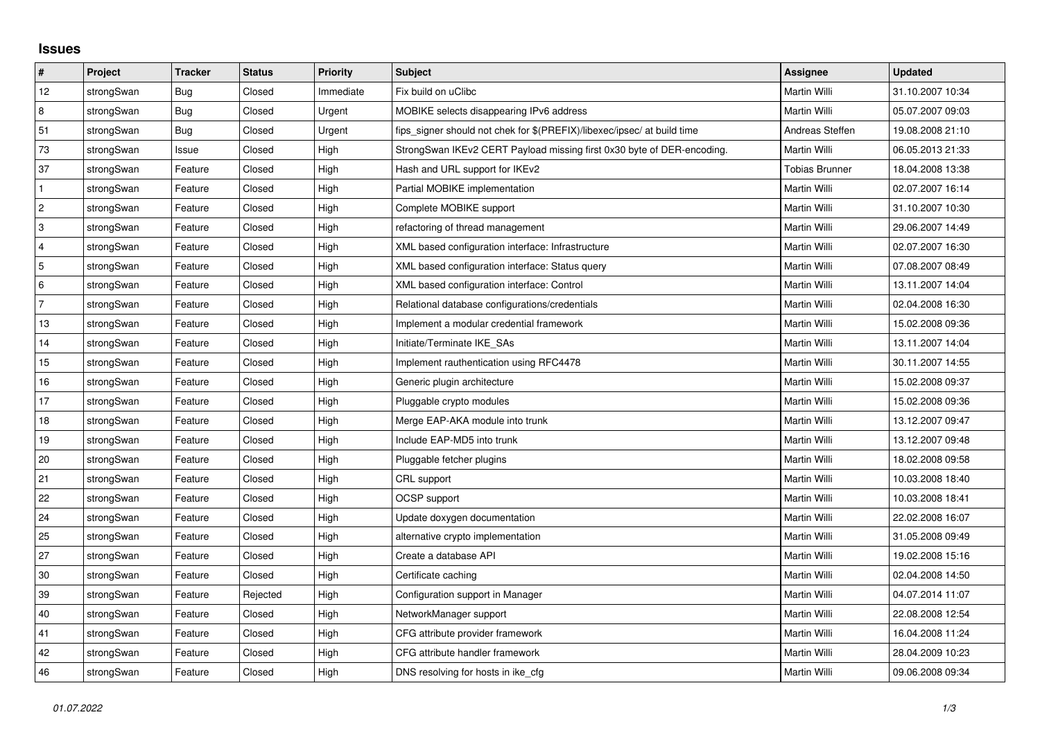## Issues

| # | Project | Tracker | Status | Priority | Subject | Assignee | Updated |
|---|---|---|---|---|---|---|---|
| 12 | strongSwan | Bug | Closed | Immediate | Fix build on uClibc | Martin Willi | 31.10.2007 10:34 |
| 8 | strongSwan | Bug | Closed | Urgent | MOBIKE selects disappearing IPv6 address | Martin Willi | 05.07.2007 09:03 |
| 51 | strongSwan | Bug | Closed | Urgent | fips_signer should not chek for $(PREFIX)/libexec/ipsec/ at build time | Andreas Steffen | 19.08.2008 21:10 |
| 73 | strongSwan | Issue | Closed | High | StrongSwan IKEv2 CERT Payload missing first 0x30 byte of DER-encoding. | Martin Willi | 06.05.2013 21:33 |
| 37 | strongSwan | Feature | Closed | High | Hash and URL support for IKEv2 | Tobias Brunner | 18.04.2008 13:38 |
| 1 | strongSwan | Feature | Closed | High | Partial MOBIKE implementation | Martin Willi | 02.07.2007 16:14 |
| 2 | strongSwan | Feature | Closed | High | Complete MOBIKE support | Martin Willi | 31.10.2007 10:30 |
| 3 | strongSwan | Feature | Closed | High | refactoring of thread management | Martin Willi | 29.06.2007 14:49 |
| 4 | strongSwan | Feature | Closed | High | XML based configuration interface: Infrastructure | Martin Willi | 02.07.2007 16:30 |
| 5 | strongSwan | Feature | Closed | High | XML based configuration interface: Status query | Martin Willi | 07.08.2007 08:49 |
| 6 | strongSwan | Feature | Closed | High | XML based configuration interface: Control | Martin Willi | 13.11.2007 14:04 |
| 7 | strongSwan | Feature | Closed | High | Relational database configurations/credentials | Martin Willi | 02.04.2008 16:30 |
| 13 | strongSwan | Feature | Closed | High | Implement a modular credential framework | Martin Willi | 15.02.2008 09:36 |
| 14 | strongSwan | Feature | Closed | High | Initiate/Terminate IKE_SAs | Martin Willi | 13.11.2007 14:04 |
| 15 | strongSwan | Feature | Closed | High | Implement rauthentication using RFC4478 | Martin Willi | 30.11.2007 14:55 |
| 16 | strongSwan | Feature | Closed | High | Generic plugin architecture | Martin Willi | 15.02.2008 09:37 |
| 17 | strongSwan | Feature | Closed | High | Pluggable crypto modules | Martin Willi | 15.02.2008 09:36 |
| 18 | strongSwan | Feature | Closed | High | Merge EAP-AKA module into trunk | Martin Willi | 13.12.2007 09:47 |
| 19 | strongSwan | Feature | Closed | High | Include EAP-MD5 into trunk | Martin Willi | 13.12.2007 09:48 |
| 20 | strongSwan | Feature | Closed | High | Pluggable fetcher plugins | Martin Willi | 18.02.2008 09:58 |
| 21 | strongSwan | Feature | Closed | High | CRL support | Martin Willi | 10.03.2008 18:40 |
| 22 | strongSwan | Feature | Closed | High | OCSP support | Martin Willi | 10.03.2008 18:41 |
| 24 | strongSwan | Feature | Closed | High | Update doxygen documentation | Martin Willi | 22.02.2008 16:07 |
| 25 | strongSwan | Feature | Closed | High | alternative crypto implementation | Martin Willi | 31.05.2008 09:49 |
| 27 | strongSwan | Feature | Closed | High | Create a database API | Martin Willi | 19.02.2008 15:16 |
| 30 | strongSwan | Feature | Closed | High | Certificate caching | Martin Willi | 02.04.2008 14:50 |
| 39 | strongSwan | Feature | Rejected | High | Configuration support in Manager | Martin Willi | 04.07.2014 11:07 |
| 40 | strongSwan | Feature | Closed | High | NetworkManager support | Martin Willi | 22.08.2008 12:54 |
| 41 | strongSwan | Feature | Closed | High | CFG attribute provider framework | Martin Willi | 16.04.2008 11:24 |
| 42 | strongSwan | Feature | Closed | High | CFG attribute handler framework | Martin Willi | 28.04.2009 10:23 |
| 46 | strongSwan | Feature | Closed | High | DNS resolving for hosts in ike_cfg | Martin Willi | 09.06.2008 09:34 |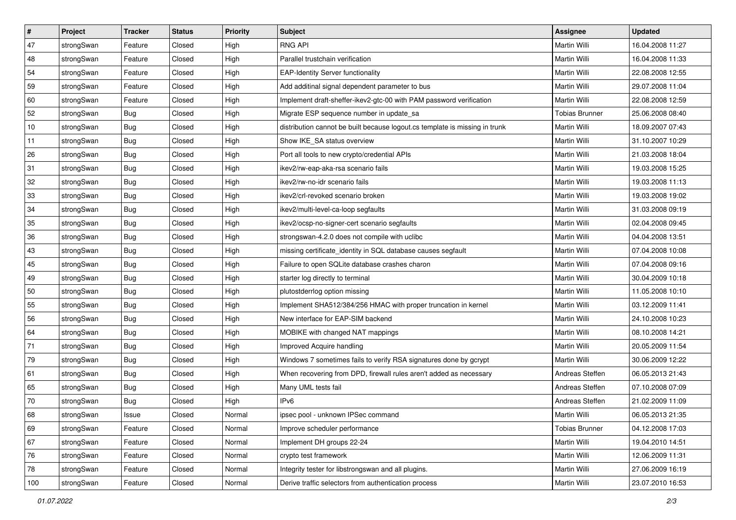| # | Project | Tracker | Status | Priority | Subject | Assignee | Updated |
|---|---|---|---|---|---|---|---|
| 47 | strongSwan | Feature | Closed | High | RNG API | Martin Willi | 16.04.2008 11:27 |
| 48 | strongSwan | Feature | Closed | High | Parallel trustchain verification | Martin Willi | 16.04.2008 11:33 |
| 54 | strongSwan | Feature | Closed | High | EAP-Identity Server functionality | Martin Willi | 22.08.2008 12:55 |
| 59 | strongSwan | Feature | Closed | High | Add additinal signal dependent parameter to bus | Martin Willi | 29.07.2008 11:04 |
| 60 | strongSwan | Feature | Closed | High | Implement draft-sheffer-ikev2-gtc-00 with PAM password verification | Martin Willi | 22.08.2008 12:59 |
| 52 | strongSwan | Bug | Closed | High | Migrate ESP sequence number in update_sa | Tobias Brunner | 25.06.2008 08:40 |
| 10 | strongSwan | Bug | Closed | High | distribution cannot be built because logout.cs template is missing in trunk | Martin Willi | 18.09.2007 07:43 |
| 11 | strongSwan | Bug | Closed | High | Show IKE_SA status overview | Martin Willi | 31.10.2007 10:29 |
| 26 | strongSwan | Bug | Closed | High | Port all tools to new crypto/credential APIs | Martin Willi | 21.03.2008 18:04 |
| 31 | strongSwan | Bug | Closed | High | ikev2/rw-eap-aka-rsa scenario fails | Martin Willi | 19.03.2008 15:25 |
| 32 | strongSwan | Bug | Closed | High | ikev2/rw-no-idr scenario fails | Martin Willi | 19.03.2008 11:13 |
| 33 | strongSwan | Bug | Closed | High | ikev2/crl-revoked scenario broken | Martin Willi | 19.03.2008 19:02 |
| 34 | strongSwan | Bug | Closed | High | ikev2/multi-level-ca-loop segfaults | Martin Willi | 31.03.2008 09:19 |
| 35 | strongSwan | Bug | Closed | High | ikev2/ocsp-no-signer-cert scenario segfaults | Martin Willi | 02.04.2008 09:45 |
| 36 | strongSwan | Bug | Closed | High | strongswan-4.2.0 does not compile with uclibc | Martin Willi | 04.04.2008 13:51 |
| 43 | strongSwan | Bug | Closed | High | missing certificate_identity in SQL database causes segfault | Martin Willi | 07.04.2008 10:08 |
| 45 | strongSwan | Bug | Closed | High | Failure to open SQLite database crashes charon | Martin Willi | 07.04.2008 09:16 |
| 49 | strongSwan | Bug | Closed | High | starter log directly to terminal | Martin Willi | 30.04.2009 10:18 |
| 50 | strongSwan | Bug | Closed | High | plutostderrlog option missing | Martin Willi | 11.05.2008 10:10 |
| 55 | strongSwan | Bug | Closed | High | Implement SHA512/384/256 HMAC with proper truncation in kernel | Martin Willi | 03.12.2009 11:41 |
| 56 | strongSwan | Bug | Closed | High | New interface for EAP-SIM backend | Martin Willi | 24.10.2008 10:23 |
| 64 | strongSwan | Bug | Closed | High | MOBIKE with changed NAT mappings | Martin Willi | 08.10.2008 14:21 |
| 71 | strongSwan | Bug | Closed | High | Improved Acquire handling | Martin Willi | 20.05.2009 11:54 |
| 79 | strongSwan | Bug | Closed | High | Windows 7 sometimes fails to verify RSA signatures done by gcrypt | Martin Willi | 30.06.2009 12:22 |
| 61 | strongSwan | Bug | Closed | High | When recovering from DPD, firewall rules aren't added as necessary | Andreas Steffen | 06.05.2013 21:43 |
| 65 | strongSwan | Bug | Closed | High | Many UML tests fail | Andreas Steffen | 07.10.2008 07:09 |
| 70 | strongSwan | Bug | Closed | High | IPv6 | Andreas Steffen | 21.02.2009 11:09 |
| 68 | strongSwan | Issue | Closed | Normal | ipsec pool - unknown IPSec command | Martin Willi | 06.05.2013 21:35 |
| 69 | strongSwan | Feature | Closed | Normal | Improve scheduler performance | Tobias Brunner | 04.12.2008 17:03 |
| 67 | strongSwan | Feature | Closed | Normal | Implement DH groups 22-24 | Martin Willi | 19.04.2010 14:51 |
| 76 | strongSwan | Feature | Closed | Normal | crypto test framework | Martin Willi | 12.06.2009 11:31 |
| 78 | strongSwan | Feature | Closed | Normal | Integrity tester for libstrongswan and all plugins. | Martin Willi | 27.06.2009 16:19 |
| 100 | strongSwan | Feature | Closed | Normal | Derive traffic selectors from authentication process | Martin Willi | 23.07.2010 16:53 |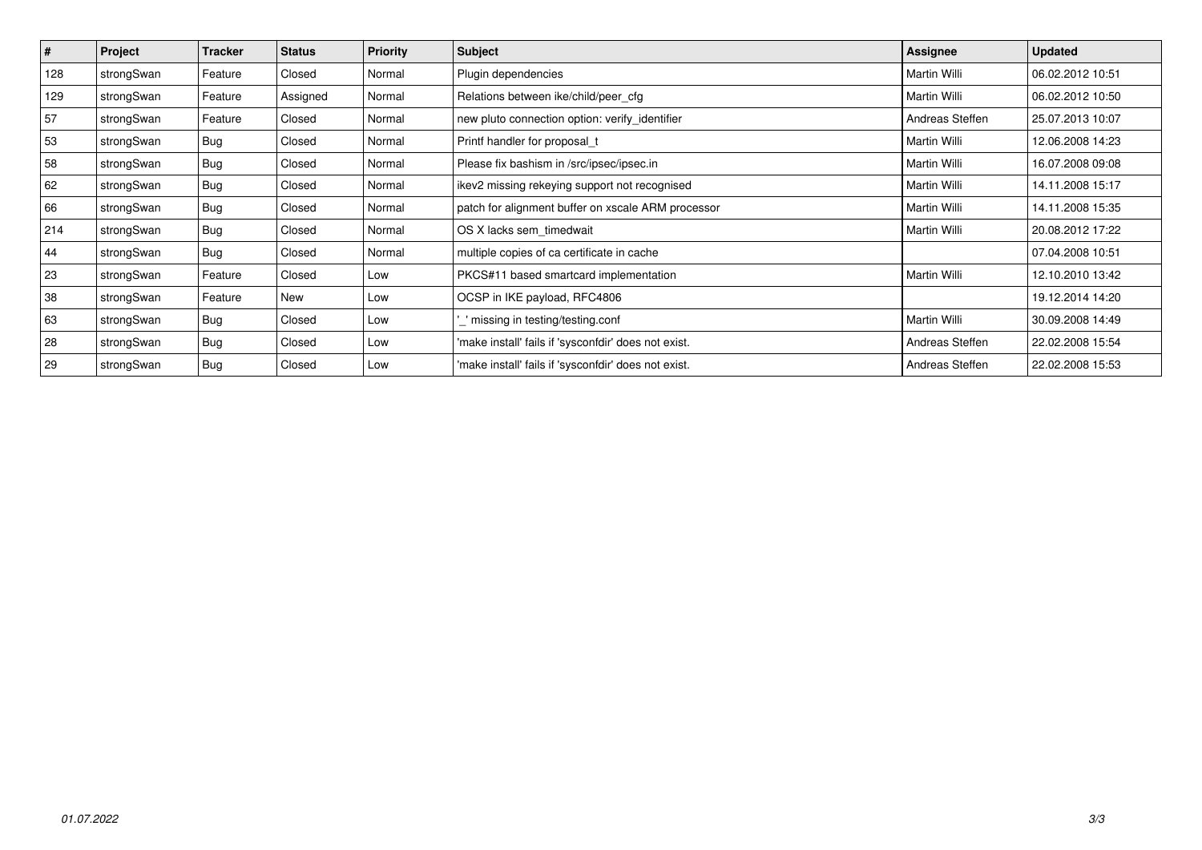| # | Project | Tracker | Status | Priority | Subject | Assignee | Updated |
|---|---|---|---|---|---|---|---|
| 128 | strongSwan | Feature | Closed | Normal | Plugin dependencies | Martin Willi | 06.02.2012 10:51 |
| 129 | strongSwan | Feature | Assigned | Normal | Relations between ike/child/peer_cfg | Martin Willi | 06.02.2012 10:50 |
| 57 | strongSwan | Feature | Closed | Normal | new pluto connection option: verify_identifier | Andreas Steffen | 25.07.2013 10:07 |
| 53 | strongSwan | Bug | Closed | Normal | Printf handler for proposal_t | Martin Willi | 12.06.2008 14:23 |
| 58 | strongSwan | Bug | Closed | Normal | Please fix bashism in /src/ipsec/ipsec.in | Martin Willi | 16.07.2008 09:08 |
| 62 | strongSwan | Bug | Closed | Normal | ikev2 missing rekeying support not recognised | Martin Willi | 14.11.2008 15:17 |
| 66 | strongSwan | Bug | Closed | Normal | patch for alignment buffer on xscale ARM processor | Martin Willi | 14.11.2008 15:35 |
| 214 | strongSwan | Bug | Closed | Normal | OS X lacks sem_timedwait | Martin Willi | 20.08.2012 17:22 |
| 44 | strongSwan | Bug | Closed | Normal | multiple copies of ca certificate in cache | | 07.04.2008 10:51 |
| 23 | strongSwan | Feature | Closed | Low | PKCS#11 based smartcard implementation | Martin Willi | 12.10.2010 13:42 |
| 38 | strongSwan | Feature | New | Low | OCSP in IKE payload, RFC4806 | | 19.12.2014 14:20 |
| 63 | strongSwan | Bug | Closed | Low | '_' missing in testing/testing.conf | Martin Willi | 30.09.2008 14:49 |
| 28 | strongSwan | Bug | Closed | Low | 'make install' fails if 'sysconfdir' does not exist. | Andreas Steffen | 22.02.2008 15:54 |
| 29 | strongSwan | Bug | Closed | Low | 'make install' fails if 'sysconfdir' does not exist. | Andreas Steffen | 22.02.2008 15:53 |

*01.07.2022*